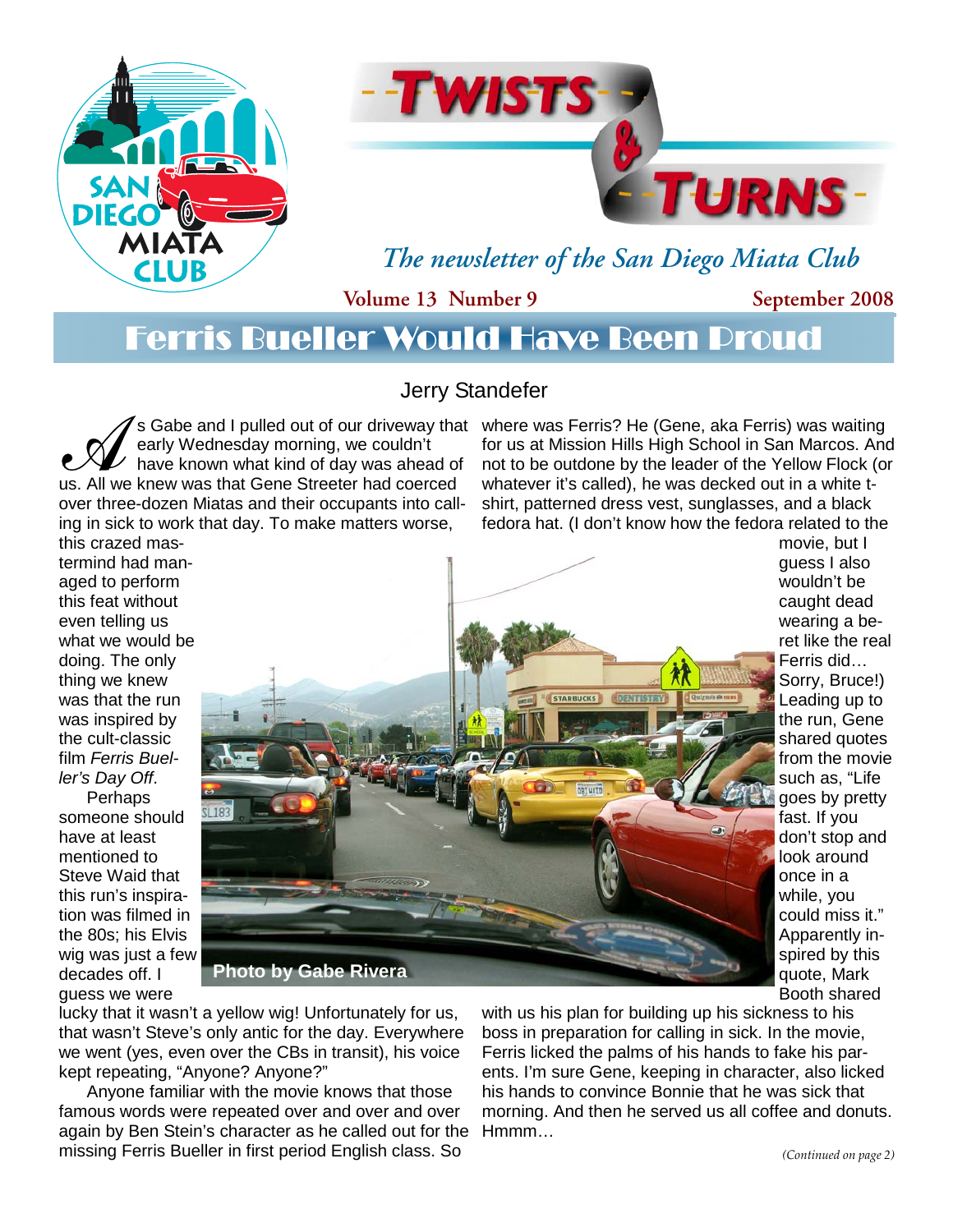# Twists & Turns

*The newsletter of the San Diego Miata Club*

**Volume 13 Number 9** **September 2008**

# Ferris Bueller Would Have Been Proud

Jerry Standefer

As Gabe and I pulled out of our driveway that early Wednesday morning, we couldn't have known what kind of day was ahead of us. All we knew was that Gene Streeter had coerced over three-dozen Miatas and their occupants into calling in sick to work that day. To make matters worse, this crazed mastermind had managed to perform this feat without even telling us what we would be doing. The only thing we knew was that the run was inspired by the cult-classic film *Ferris Bueller's Day Off*.

Perhaps someone should have at least mentioned to Steve Waid that this run's inspiration was filmed in the 80s; his Elvis wig was just a few decades off. I guess we were lucky that it wasn't a yellow wig! Unfortunately for us, that wasn't Steve's only antic for the day. Everywhere we went (yes, even over the CBs in transit), his voice kept repeating, "Anyone? Anyone?"

Anyone familiar with the movie knows that those famous words were repeated over and over and over again by Ben Stein's character as he called out for the missing Ferris Bueller in first period English class. So where was Ferris? He (Gene, aka Ferris) was waiting for us at Mission Hills High School in San Marcos. And not to be outdone by the leader of the Yellow Flock (or whatever it's called), he was decked out in a white t-shirt, patterned dress vest, sunglasses, and a black fedora hat. (I don't know how the fedora related to the movie, but I guess I also wouldn't be caught dead wearing a beret like the real Ferris did… Sorry, Bruce!) Leading up to the run, Gene shared quotes from the movie such as, "Life goes by pretty fast. If you don't stop and look around once in a while, you could miss it." Apparently inspired by this quote, Mark Booth shared with us his plan for building up his sickness to his boss in preparation for calling in sick. In the movie, Ferris licked the palms of his hands to fake his parents. I'm sure Gene, keeping in character, also licked his hands to convince Bonnie that he was sick that morning. And then he served us all coffee and donuts. Hmmm…

Photo by Gabe Rivera

*(Continued on page 2)*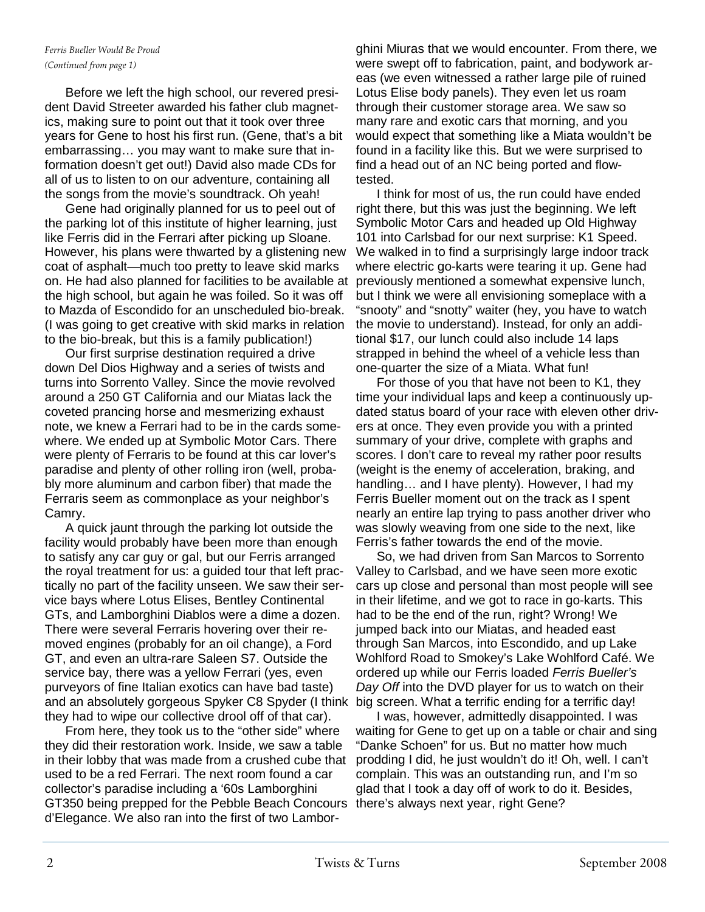*Ferris Bueller Would Be Proud*
*(Continued from page 1)*

Before we left the high school, our revered president David Streeter awarded his father club magnetics, making sure to point out that it took over three years for Gene to host his first run. (Gene, that's a bit embarrassing… you may want to make sure that information doesn't get out!) David also made CDs for all of us to listen to on our adventure, containing all the songs from the movie's soundtrack. Oh yeah!

Gene had originally planned for us to peel out of the parking lot of this institute of higher learning, just like Ferris did in the Ferrari after picking up Sloane. However, his plans were thwarted by a glistening new coat of asphalt—much too pretty to leave skid marks on. He had also planned for facilities to be available at the high school, but again he was foiled. So it was off to Mazda of Escondido for an unscheduled bio-break. (I was going to get creative with skid marks in relation to the bio-break, but this is a family publication!)

Our first surprise destination required a drive down Del Dios Highway and a series of twists and turns into Sorrento Valley. Since the movie revolved around a 250 GT California and our Miatas lack the coveted prancing horse and mesmerizing exhaust note, we knew a Ferrari had to be in the cards somewhere. We ended up at Symbolic Motor Cars. There were plenty of Ferraris to be found at this car lover's paradise and plenty of other rolling iron (well, probably more aluminum and carbon fiber) that made the Ferraris seem as commonplace as your neighbor's Camry.

A quick jaunt through the parking lot outside the facility would probably have been more than enough to satisfy any car guy or gal, but our Ferris arranged the royal treatment for us: a guided tour that left practically no part of the facility unseen. We saw their service bays where Lotus Elises, Bentley Continental GTs, and Lamborghini Diablos were a dime a dozen. There were several Ferraris hovering over their removed engines (probably for an oil change), a Ford GT, and even an ultra-rare Saleen S7. Outside the service bay, there was a yellow Ferrari (yes, even purveyors of fine Italian exotics can have bad taste) and an absolutely gorgeous Spyker C8 Spyder (I think they had to wipe our collective drool off of that car).

From here, they took us to the "other side" where they did their restoration work. Inside, we saw a table in their lobby that was made from a crushed cube that used to be a red Ferrari. The next room found a car collector's paradise including a '60s Lamborghini GT350 being prepped for the Pebble Beach Concours d'Elegance. We also ran into the first of two Lamborghini Miuras that we would encounter. From there, we were swept off to fabrication, paint, and bodywork areas (we even witnessed a rather large pile of ruined Lotus Elise body panels). They even let us roam through their customer storage area. We saw so many rare and exotic cars that morning, and you would expect that something like a Miata wouldn't be found in a facility like this. But we were surprised to find a head out of an NC being ported and flow-tested.

I think for most of us, the run could have ended right there, but this was just the beginning. We left Symbolic Motor Cars and headed up Old Highway 101 into Carlsbad for our next surprise: K1 Speed. We walked in to find a surprisingly large indoor track where electric go-karts were tearing it up. Gene had previously mentioned a somewhat expensive lunch, but I think we were all envisioning someplace with a "snooty" and "snotty" waiter (hey, you have to watch the movie to understand). Instead, for only an additional $17, our lunch could also include 14 laps strapped in behind the wheel of a vehicle less than one-quarter the size of a Miata. What fun!

For those of you that have not been to K1, they time your individual laps and keep a continuously updated status board of your race with eleven other drivers at once. They even provide you with a printed summary of your drive, complete with graphs and scores. I don't care to reveal my rather poor results (weight is the enemy of acceleration, braking, and handling… and I have plenty). However, I had my Ferris Bueller moment out on the track as I spent nearly an entire lap trying to pass another driver who was slowly weaving from one side to the next, like Ferris's father towards the end of the movie.

So, we had driven from San Marcos to Sorrento Valley to Carlsbad, and we have seen more exotic cars up close and personal than most people will see in their lifetime, and we got to race in go-karts. This had to be the end of the run, right? Wrong! We jumped back into our Miatas, and headed east through San Marcos, into Escondido, and up Lake Wohlford Road to Smokey's Lake Wohlford Café. We ordered up while our Ferris loaded *Ferris Bueller's Day Off* into the DVD player for us to watch on their big screen. What a terrific ending for a terrific day!

I was, however, admittedly disappointed. I was waiting for Gene to get up on a table or chair and sing "Danke Schoen" for us. But no matter how much prodding I did, he just wouldn't do it! Oh, well. I can't complain. This was an outstanding run, and I'm so glad that I took a day off of work to do it. Besides, there's always next year, right Gene?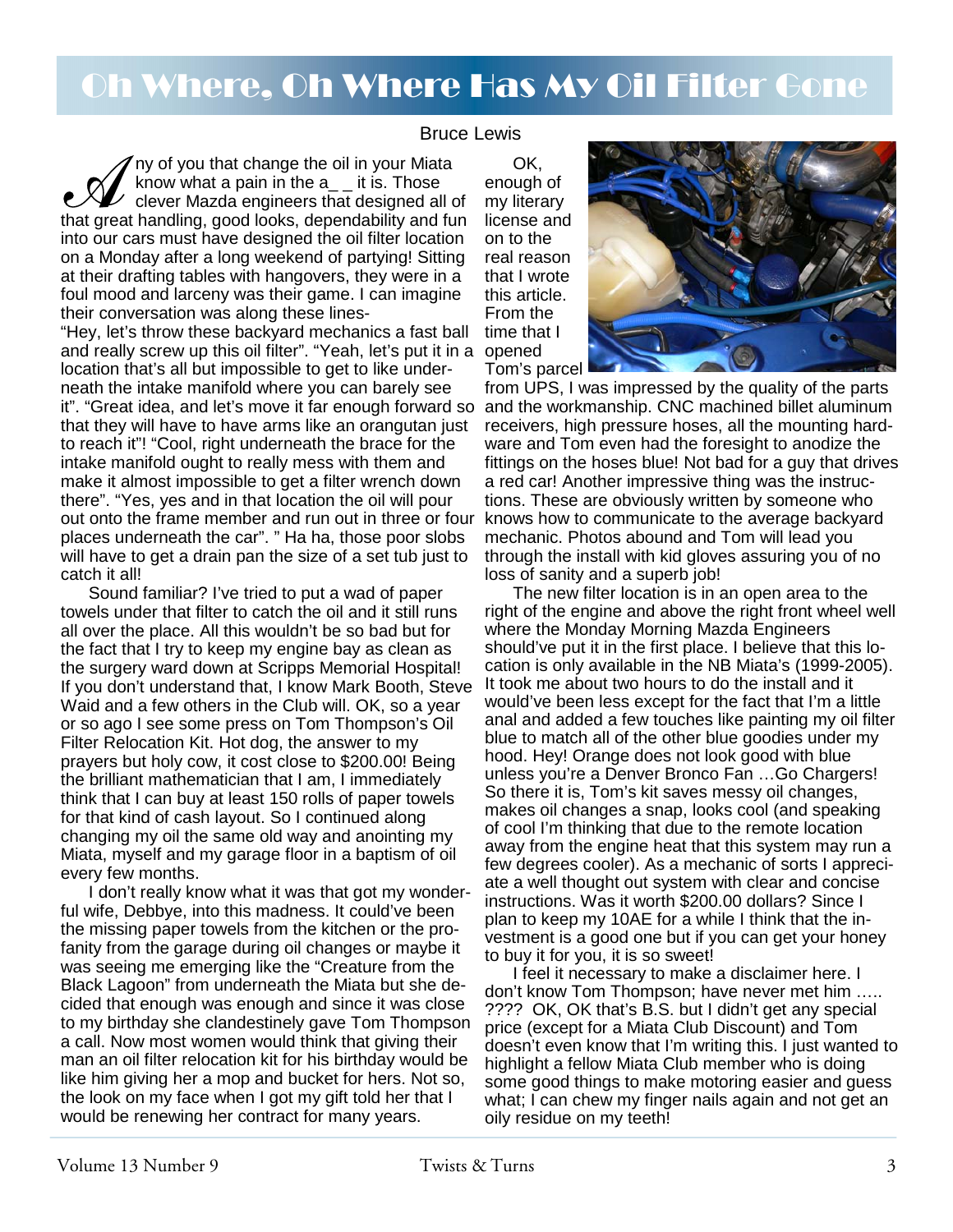# Oh Where, Oh Where Has My Oil Filter Gone

Bruce Lewis

Any of you that change the oil in your Miata know what a pain in the a_ _ it is. Those clever Mazda engineers that designed all of that great handling, good looks, dependability and fun into our cars must have designed the oil filter location on a Monday after a long weekend of partying! Sitting at their drafting tables with hangovers, they were in a foul mood and larceny was their game. I can imagine their conversation was along these lines-

"Hey, let's throw these backyard mechanics a fast ball and really screw up this oil filter". "Yeah, let's put it in a location that's all but impossible to get to like underneath the intake manifold where you can barely see it". "Great idea, and let's move it far enough forward so that they will have to have arms like an orangutan just to reach it"! "Cool, right underneath the brace for the intake manifold ought to really mess with them and make it almost impossible to get a filter wrench down there". "Yes, yes and in that location the oil will pour out onto the frame member and run out in three or four places underneath the car". " Ha ha, those poor slobs will have to get a drain pan the size of a set tub just to catch it all!

Sound familiar? I've tried to put a wad of paper towels under that filter to catch the oil and it still runs all over the place. All this wouldn't be so bad but for the fact that I try to keep my engine bay as clean as the surgery ward down at Scripps Memorial Hospital! If you don't understand that, I know Mark Booth, Steve Waid and a few others in the Club will. OK, so a year or so ago I see some press on Tom Thompson's Oil Filter Relocation Kit. Hot dog, the answer to my prayers but holy cow, it cost close to $200.00! Being the brilliant mathematician that I am, I immediately think that I can buy at least 150 rolls of paper towels for that kind of cash layout. So I continued along changing my oil the same old way and anointing my Miata, myself and my garage floor in a baptism of oil every few months.

I don't really know what it was that got my wonderful wife, Debbye, into this madness. It could've been the missing paper towels from the kitchen or the profanity from the garage during oil changes or maybe it was seeing me emerging like the "Creature from the Black Lagoon" from underneath the Miata but she decided that enough was enough and since it was close to my birthday she clandestinely gave Tom Thompson a call. Now most women would think that giving their man an oil filter relocation kit for his birthday would be like him giving her a mop and bucket for hers. Not so, the look on my face when I got my gift told her that I would be renewing her contract for many years.

OK, enough of my literary license and on to the real reason that I wrote this article. From the time that I opened Tom's parcel from UPS, I was impressed by the quality of the parts and the workmanship. CNC machined billet aluminum receivers, high pressure hoses, all the mounting hardware and Tom even had the foresight to anodize the fittings on the hoses blue! Not bad for a guy that drives a red car! Another impressive thing was the instructions. These are obviously written by someone who knows how to communicate to the average backyard mechanic. Photos abound and Tom will lead you through the install with kid gloves assuring you of no loss of sanity and a superb job!

The new filter location is in an open area to the right of the engine and above the right front wheel well where the Monday Morning Mazda Engineers should've put it in the first place. I believe that this location is only available in the NB Miata's (1999-2005). It took me about two hours to do the install and it would've been less except for the fact that I'm a little anal and added a few touches like painting my oil filter blue to match all of the other blue goodies under my hood. Hey! Orange does not look good with blue unless you're a Denver Bronco Fan …Go Chargers! So there it is, Tom's kit saves messy oil changes, makes oil changes a snap, looks cool (and speaking of cool I'm thinking that due to the remote location away from the engine heat that this system may run a few degrees cooler). As a mechanic of sorts I appreciate a well thought out system with clear and concise instructions. Was it worth $200.00 dollars? Since I plan to keep my 10AE for a while I think that the investment is a good one but if you can get your honey to buy it for you, it is so sweet!

I feel it necessary to make a disclaimer here. I don't know Tom Thompson; have never met him ….. ???? OK, OK that's B.S. but I didn't get any special price (except for a Miata Club Discount) and Tom doesn't even know that I'm writing this. I just wanted to highlight a fellow Miata Club member who is doing some good things to make motoring easier and guess what; I can chew my finger nails again and not get an oily residue on my teeth!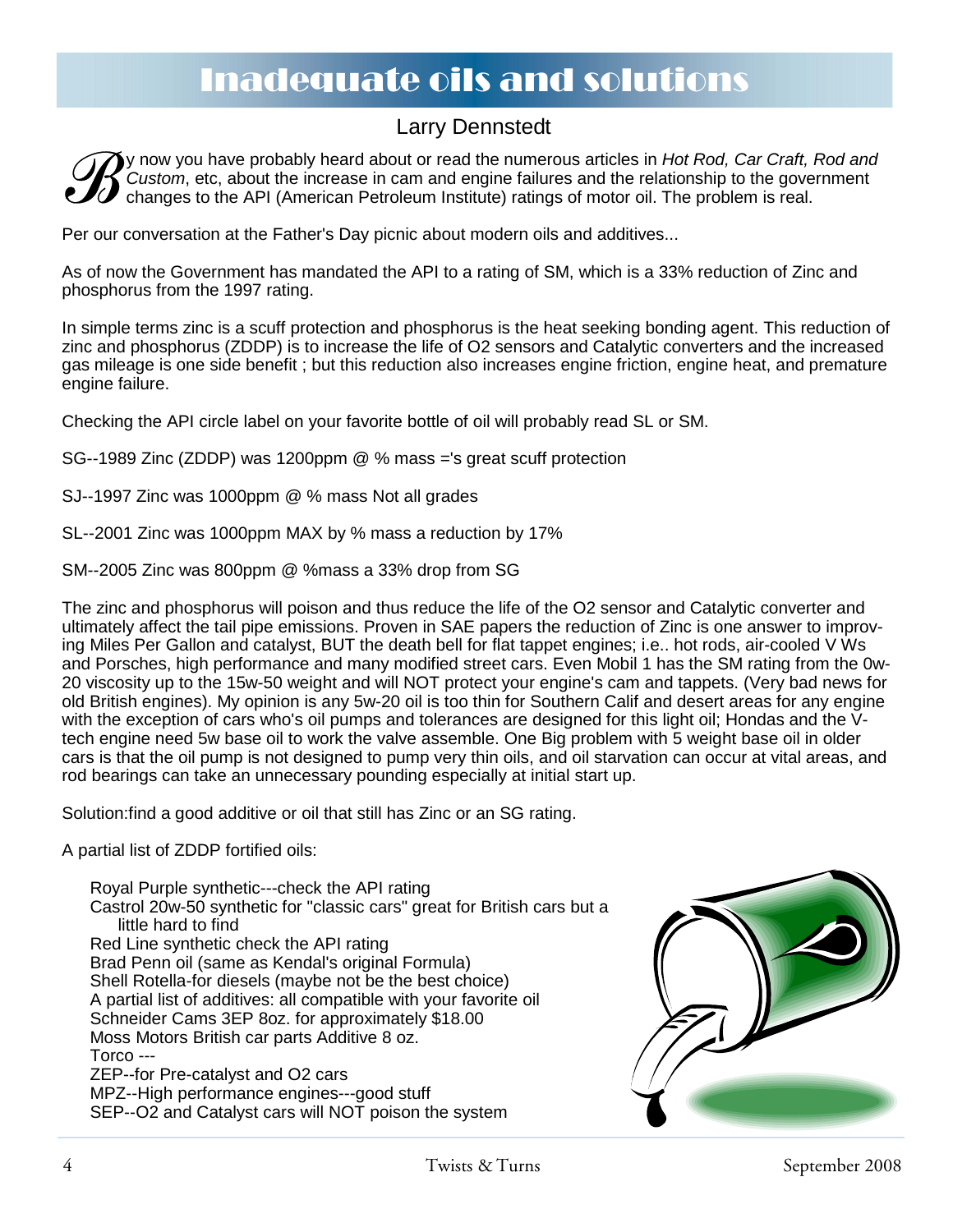# Inadequate oils and solutions

Larry Dennstedt

By now you have probably heard about or read the numerous articles in *Hot Rod, Car Craft, Rod and Custom*, etc, about the increase in cam and engine failures and the relationship to the government changes to the API (American Petroleum Institute) ratings of motor oil. The problem is real.

Per our conversation at the Father's Day picnic about modern oils and additives...

As of now the Government has mandated the API to a rating of SM, which is a 33% reduction of Zinc and phosphorus from the 1997 rating.

In simple terms zinc is a scuff protection and phosphorus is the heat seeking bonding agent. This reduction of zinc and phosphorus (ZDDP) is to increase the life of O2 sensors and Catalytic converters and the increased gas mileage is one side benefit ; but this reduction also increases engine friction, engine heat, and premature engine failure.

Checking the API circle label on your favorite bottle of oil will probably read SL or SM.

SG--1989 Zinc (ZDDP) was 1200ppm @ % mass ='s great scuff protection

SJ--1997 Zinc was 1000ppm @ % mass Not all grades

SL--2001 Zinc was 1000ppm MAX by % mass a reduction by 17%

SM--2005 Zinc was 800ppm @ %mass a 33% drop from SG

The zinc and phosphorus will poison and thus reduce the life of the O2 sensor and Catalytic converter and ultimately affect the tail pipe emissions. Proven in SAE papers the reduction of Zinc is one answer to improving Miles Per Gallon and catalyst, BUT the death bell for flat tappet engines; i.e.. hot rods, air-cooled V Ws and Porsches, high performance and many modified street cars. Even Mobil 1 has the SM rating from the 0w-20 viscosity up to the 15w-50 weight and will NOT protect your engine's cam and tappets. (Very bad news for old British engines). My opinion is any 5w-20 oil is too thin for Southern Calif and desert areas for any engine with the exception of cars who's oil pumps and tolerances are designed for this light oil; Hondas and the V-tech engine need 5w base oil to work the valve assemble. One Big problem with 5 weight base oil in older cars is that the oil pump is not designed to pump very thin oils, and oil starvation can occur at vital areas, and rod bearings can take an unnecessary pounding especially at initial start up.

Solution:find a good additive or oil that still has Zinc or an SG rating.

A partial list of ZDDP fortified oils:

- Royal Purple synthetic---check the API rating
- Castrol 20w-50 synthetic for "classic cars" great for British cars but a little hard to find
- Red Line synthetic check the API rating
- Brad Penn oil (same as Kendal's original Formula)
- Shell Rotella-for diesels (maybe not be the best choice)

A partial list of additives: all compatible with your favorite oil

- Schneider Cams 3EP 8oz. for approximately $18.00
- Moss Motors British car parts Additive 8 oz.
- Torco ---
- ZEP--for Pre-catalyst and O2 cars
- MPZ--High performance engines---good stuff
- SEP--O2 and Catalyst cars will NOT poison the system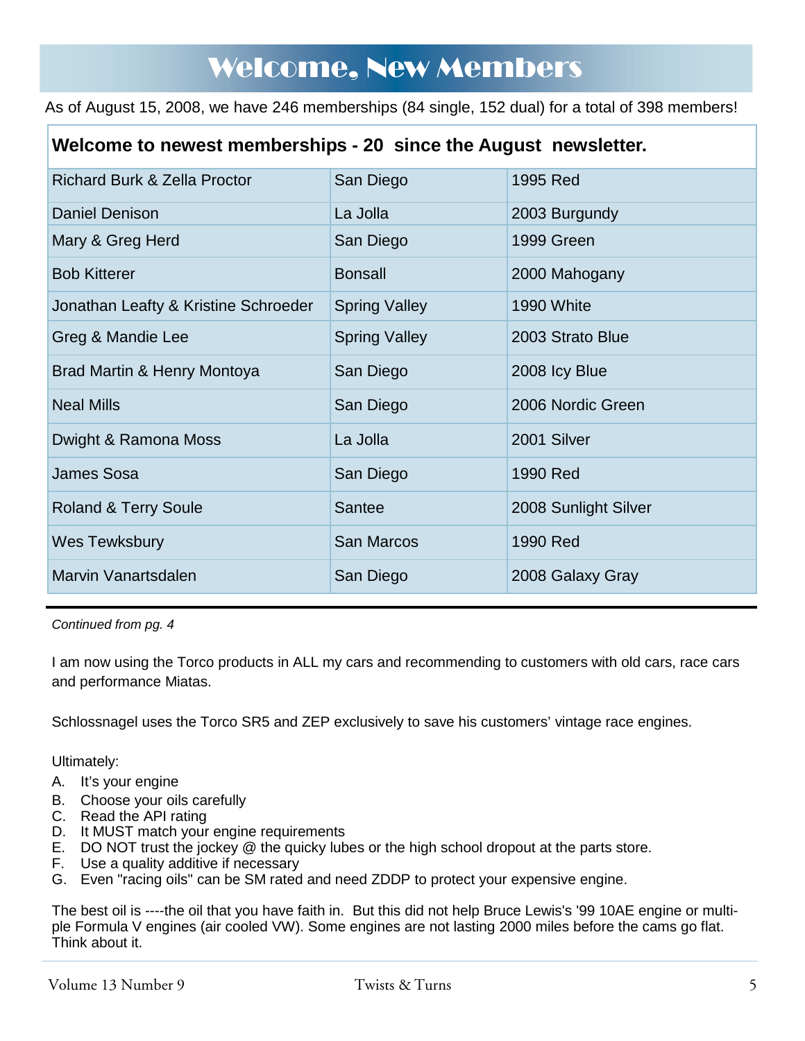# Welcome, New Members

As of August 15, 2008, we have 246 memberships (84 single, 152 dual) for a total of 398 members!

| **Welcome to newest memberships - 20 since the August newsletter.** | | |
|---|---|---|
| Richard Burk & Zella Proctor | San Diego | 1995 Red |
| Daniel Denison | La Jolla | 2003 Burgundy |
| Mary & Greg Herd | San Diego | 1999 Green |
| Bob Kitterer | Bonsall | 2000 Mahogany |
| Jonathan Leafty & Kristine Schroeder | Spring Valley | 1990 White |
| Greg & Mandie Lee | Spring Valley | 2003 Strato Blue |
| Brad Martin & Henry Montoya | San Diego | 2008 Icy Blue |
| Neal Mills | San Diego | 2006 Nordic Green |
| Dwight & Ramona Moss | La Jolla | 2001 Silver |
| James Sosa | San Diego | 1990 Red |
| Roland & Terry Soule | Santee | 2008 Sunlight Silver |
| Wes Tewksbury | San Marcos | 1990 Red |
| Marvin Vanartsdalen | San Diego | 2008 Galaxy Gray |

*Continued from pg. 4*

I am now using the Torco products in ALL my cars and recommending to customers with old cars, race cars and performance Miatas.

Schlossnagel uses the Torco SR5 and ZEP exclusively to save his customers' vintage race engines.

Ultimately:

A. It's your engine
B. Choose your oils carefully
C. Read the API rating
D. It MUST match your engine requirements
E. DO NOT trust the jockey @ the quicky lubes or the high school dropout at the parts store.
F. Use a quality additive if necessary
G. Even "racing oils" can be SM rated and need ZDDP to protect your expensive engine.

The best oil is ----the oil that you have faith in. But this did not help Bruce Lewis's '99 10AE engine or multiple Formula V engines (air cooled VW). Some engines are not lasting 2000 miles before the cams go flat. Think about it.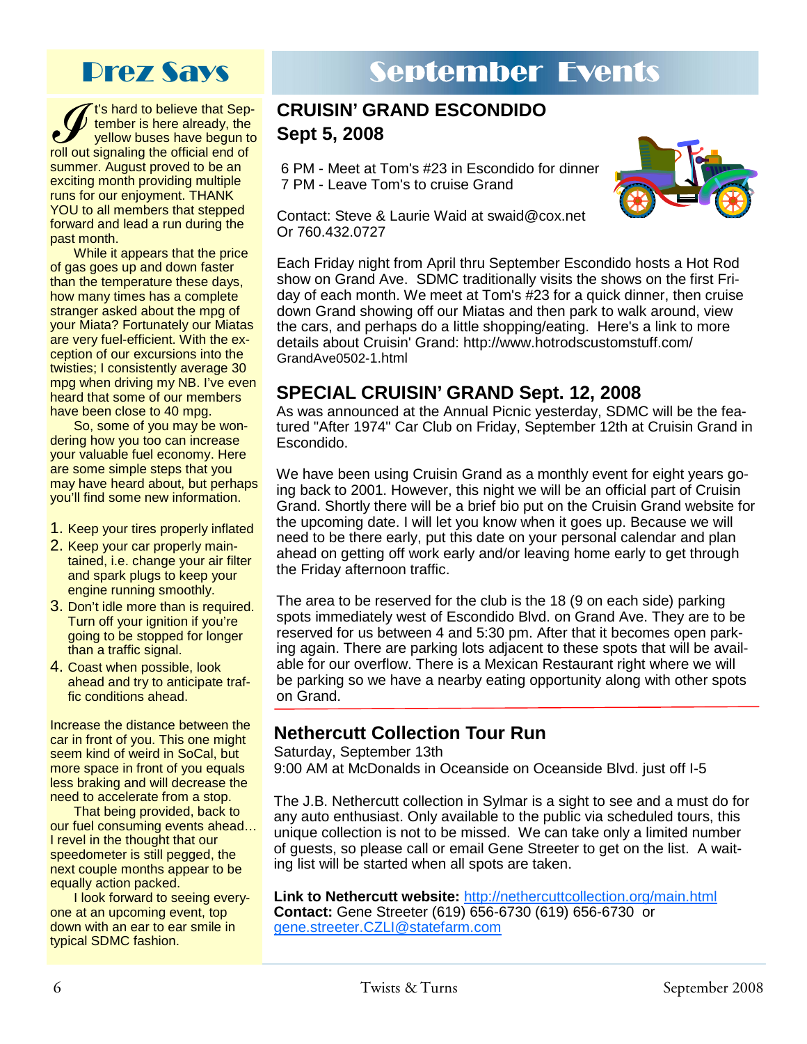## Prez Says

It's hard to believe that September is here already, the yellow buses have begun to roll out signaling the official end of summer. August proved to be an exciting month providing multiple runs for our enjoyment. THANK YOU to all members that stepped forward and lead a run during the past month.

While it appears that the price of gas goes up and down faster than the temperature these days, how many times has a complete stranger asked about the mpg of your Miata? Fortunately our Miatas are very fuel-efficient. With the exception of our excursions into the twisties; I consistently average 30 mpg when driving my NB. I've even heard that some of our members have been close to 40 mpg.

So, some of you may be wondering how you too can increase your valuable fuel economy. Here are some simple steps that you may have heard about, but perhaps you'll find some new information.

1. Keep your tires properly inflated
2. Keep your car properly maintained, i.e. change your air filter and spark plugs to keep your engine running smoothly.
3. Don't idle more than is required. Turn off your ignition if you're going to be stopped for longer than a traffic signal.
4. Coast when possible, look ahead and try to anticipate traffic conditions ahead.

Increase the distance between the car in front of you. This one might seem kind of weird in SoCal, but more space in front of you equals less braking and will decrease the need to accelerate from a stop.

That being provided, back to our fuel consuming events ahead… I revel in the thought that our speedometer is still pegged, the next couple months appear to be equally action packed.

I look forward to seeing everyone at an upcoming event, top down with an ear to ear smile in typical SDMC fashion.

## September Events

### CRUISIN' GRAND ESCONDIDO
### Sept 5, 2008

6 PM - Meet at Tom's #23 in Escondido for dinner
7 PM - Leave Tom's to cruise Grand

Contact: Steve & Laurie Waid at swaid@cox.net
Or 760.432.0727

Each Friday night from April thru September Escondido hosts a Hot Rod show on Grand Ave. SDMC traditionally visits the shows on the first Friday of each month. We meet at Tom's #23 for a quick dinner, then cruise down Grand showing off our Miatas and then park to walk around, view the cars, and perhaps do a little shopping/eating. Here's a link to more details about Cruisin' Grand: http://www.hotrodscustomstuff.com/GrandAve0502-1.html

### SPECIAL CRUISIN' GRAND Sept. 12, 2008

As was announced at the Annual Picnic yesterday, SDMC will be the featured "After 1974" Car Club on Friday, September 12th at Cruisin Grand in Escondido.

We have been using Cruisin Grand as a monthly event for eight years going back to 2001. However, this night we will be an official part of Cruisin Grand. Shortly there will be a brief bio put on the Cruisin Grand website for the upcoming date. I will let you know when it goes up. Because we will need to be there early, put this date on your personal calendar and plan ahead on getting off work early and/or leaving home early to get through the Friday afternoon traffic.

The area to be reserved for the club is the 18 (9 on each side) parking spots immediately west of Escondido Blvd. on Grand Ave. They are to be reserved for us between 4 and 5:30 pm. After that it becomes open parking again. There are parking lots adjacent to these spots that will be available for our overflow. There is a Mexican Restaurant right where we will be parking so we have a nearby eating opportunity along with other spots on Grand.

### Nethercutt Collection Tour Run

Saturday, September 13th
9:00 AM at McDonalds in Oceanside on Oceanside Blvd. just off I-5

The J.B. Nethercutt collection in Sylmar is a sight to see and a must do for any auto enthusiast. Only available to the public via scheduled tours, this unique collection is not to be missed. We can take only a limited number of guests, so please call or email Gene Streeter to get on the list. A waiting list will be started when all spots are taken.

**Link to Nethercutt website:** http://nethercuttcollection.org/main.html
**Contact:** Gene Streeter (619) 656-6730 (619) 656-6730 or gene.streeter.CZLI@statefarm.com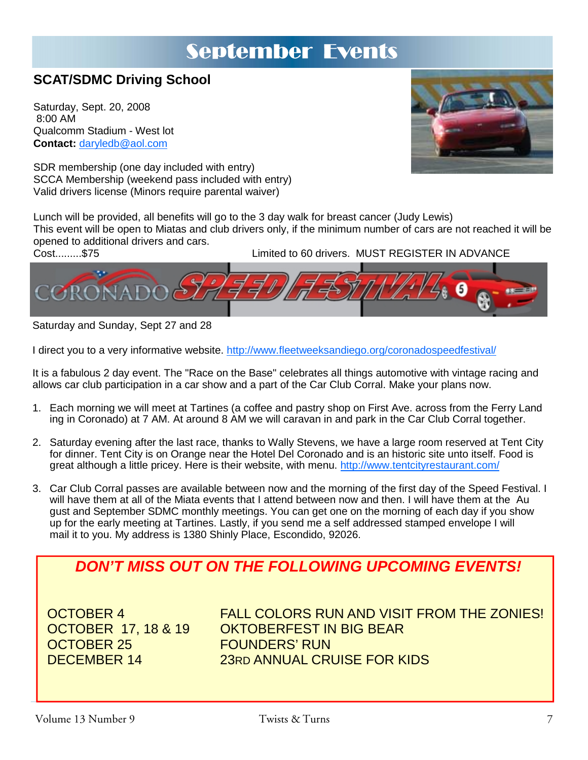# September Events

## SCAT/SDMC Driving School

Saturday, Sept. 20, 2008
8:00 AM
Qualcomm Stadium - West lot
**Contact:** daryledb@aol.com

SDR membership (one day included with entry)
SCCA Membership (weekend pass included with entry)
Valid drivers license (Minors require parental waiver)

Lunch will be provided, all benefits will go to the 3 day walk for breast cancer (Judy Lewis)
This event will be open to Miatas and club drivers only, if the minimum number of cars are not reached it will be opened to additional drivers and cars.
Cost.........$75 Limited to 60 drivers. MUST REGISTER IN ADVANCE

## Coronado Speed Festival

Saturday and Sunday, Sept 27 and 28

I direct you to a very informative website. http://www.fleetweeksandiego.org/coronadospeedfestival/

It is a fabulous 2 day event. The "Race on the Base" celebrates all things automotive with vintage racing and allows car club participation in a car show and a part of the Car Club Corral. Make your plans now.

1. Each morning we will meet at Tartines (a coffee and pastry shop on First Ave. across from the Ferry Landing in Coronado) at 7 AM. At around 8 AM we will caravan in and park in the Car Club Corral together.

2. Saturday evening after the last race, thanks to Wally Stevens, we have a large room reserved at Tent City for dinner. Tent City is on Orange near the Hotel Del Coronado and is an historic site unto itself. Food is great although a little pricey. Here is their website, with menu. http://www.tentcityrestaurant.com/

3. Car Club Corral passes are available between now and the morning of the first day of the Speed Festival. I will have them at all of the Miata events that I attend between now and then. I will have them at the August and September SDMC monthly meetings. You can get one on the morning of each day if you show up for the early meeting at Tartines. Lastly, if you send me a self addressed stamped envelope I will mail it to you. My address is 1380 Shinly Place, Escondido, 92026.

***DON'T MISS OUT ON THE FOLLOWING UPCOMING EVENTS!***

| | |
|---|---|
| OCTOBER 4 | FALL COLORS RUN AND VISIT FROM THE ZONIES! |
| OCTOBER 17, 18 & 19 | OKTOBERFEST IN BIG BEAR |
| OCTOBER 25 | FOUNDERS' RUN |
| DECEMBER 14 | 23RD ANNUAL CRUISE FOR KIDS |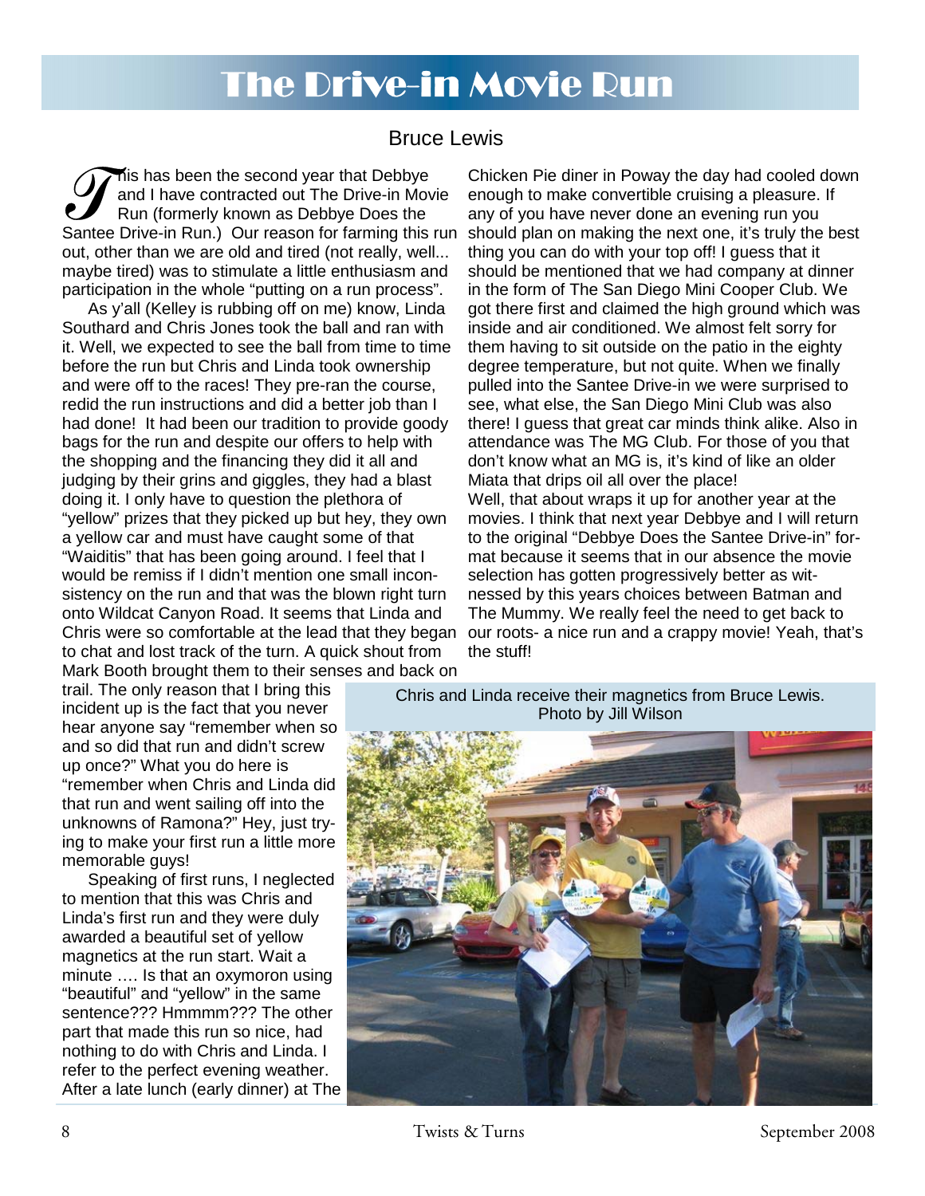# The Drive-in Movie Run

Bruce Lewis

This has been the second year that Debbye and I have contracted out The Drive-in Movie Run (formerly known as Debbye Does the Santee Drive-in Run.) Our reason for farming this run out, other than we are old and tired (not really, well... maybe tired) was to stimulate a little enthusiasm and participation in the whole "putting on a run process".

As y'all (Kelley is rubbing off on me) know, Linda Southard and Chris Jones took the ball and ran with it. Well, we expected to see the ball from time to time before the run but Chris and Linda took ownership and were off to the races! They pre-ran the course, redid the run instructions and did a better job than I had done! It had been our tradition to provide goody bags for the run and despite our offers to help with the shopping and the financing they did it all and judging by their grins and giggles, they had a blast doing it. I only have to question the plethora of "yellow" prizes that they picked up but hey, they own a yellow car and must have caught some of that "Waiditis" that has been going around. I feel that I would be remiss if I didn't mention one small inconsistency on the run and that was the blown right turn onto Wildcat Canyon Road. It seems that Linda and Chris were so comfortable at the lead that they began to chat and lost track of the turn. A quick shout from Mark Booth brought them to their senses and back on trail. The only reason that I bring this incident up is the fact that you never hear anyone say "remember when so and so did that run and didn't screw up once?" What you do here is "remember when Chris and Linda did that run and went sailing off into the unknowns of Ramona?" Hey, just trying to make your first run a little more memorable guys!

Speaking of first runs, I neglected to mention that this was Chris and Linda's first run and they were duly awarded a beautiful set of yellow magnetics at the run start. Wait a minute …. Is that an oxymoron using "beautiful" and "yellow" in the same sentence??? Hmmmm??? The other part that made this run so nice, had nothing to do with Chris and Linda. I refer to the perfect evening weather. After a late lunch (early dinner) at The Chicken Pie diner in Poway the day had cooled down enough to make convertible cruising a pleasure. If any of you have never done an evening run you should plan on making the next one, it's truly the best thing you can do with your top off! I guess that it should be mentioned that we had company at dinner in the form of The San Diego Mini Cooper Club. We got there first and claimed the high ground which was inside and air conditioned. We almost felt sorry for them having to sit outside on the patio in the eighty degree temperature, but not quite. When we finally pulled into the Santee Drive-in we were surprised to see, what else, the San Diego Mini Club was also there! I guess that great car minds think alike. Also in attendance was The MG Club. For those of you that don't know what an MG is, it's kind of like an older Miata that drips oil all over the place!

Well, that about wraps it up for another year at the movies. I think that next year Debbye and I will return to the original "Debbye Does the Santee Drive-in" format because it seems that in our absence the movie selection has gotten progressively better as witnessed by this years choices between Batman and The Mummy. We really feel the need to get back to our roots- a nice run and a crappy movie! Yeah, that's the stuff!

Chris and Linda receive their magnetics from Bruce Lewis. Photo by Jill Wilson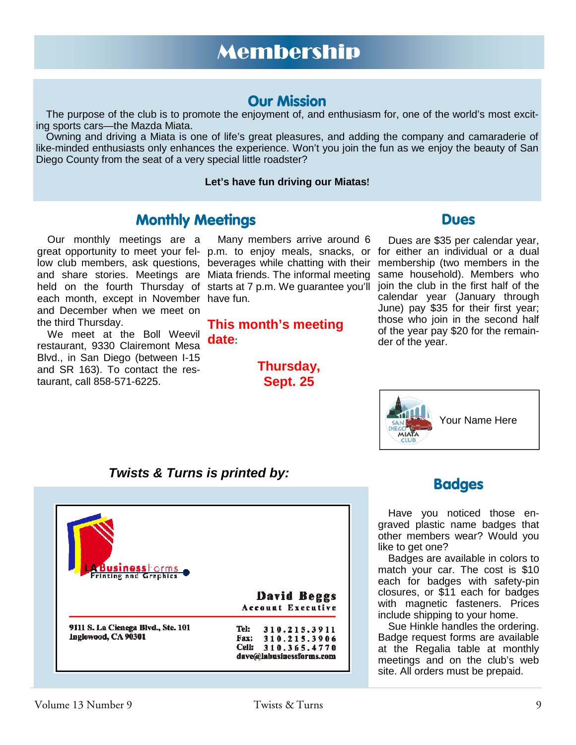# Membership

## Our Mission

The purpose of the club is to promote the enjoyment of, and enthusiasm for, one of the world's most exciting sports cars—the Mazda Miata.

Owning and driving a Miata is one of life's great pleasures, and adding the company and camaraderie of like-minded enthusiasts only enhances the experience. Won't you join the fun as we enjoy the beauty of San Diego County from the seat of a very special little roadster?

**Let's have fun driving our Miatas!**

## Monthly Meetings

Our monthly meetings are a great opportunity to meet your fellow club members, ask questions, and share stories. Meetings are held on the fourth Thursday of each month, except in November and December when we meet on the third Thursday.

We meet at the Boll Weevil restaurant, 9330 Clairemont Mesa Blvd., in San Diego (between I-15 and SR 163). To contact the restaurant, call 858-571-6225.

Many members arrive around 6 p.m. to enjoy meals, snacks, or beverages while chatting with their Miata friends. The informal meeting starts at 7 p.m. We guarantee you'll have fun.

**This month's meeting date:**

**Thursday, Sept. 25**

## Dues

Dues are $35 per calendar year, for either an individual or a dual membership (two members in the same household). Members who join the club in the first half of the calendar year (January through June) pay $35 for their first year; those who join in the second half of the year pay $20 for the remainder of the year.

SAN DIEGO MIATA CLUB — Your Name Here

## Badges

Have you noticed those engraved plastic name badges that other members wear? Would you like to get one?

Badges are available in colors to match your car. The cost is $10 each for badges with safety-pin closures, or $11 each for badges with magnetic fasteners. Prices include shipping to your home.

Sue Hinkle handles the ordering. Badge request forms are available at the Regalia table at monthly meetings and on the club's web site. All orders must be prepaid.

***Twists & Turns is printed by:***

LA Business Forms
Printing and Graphics

**David Beggs**
Account Executive

9111 S. La Cienega Blvd., Ste. 101
Inglewood, CA 90301

Tel: 310.215.3911
Fax: 310.215.3906
Cell: 310.365.4770
dave@labusinessforms.com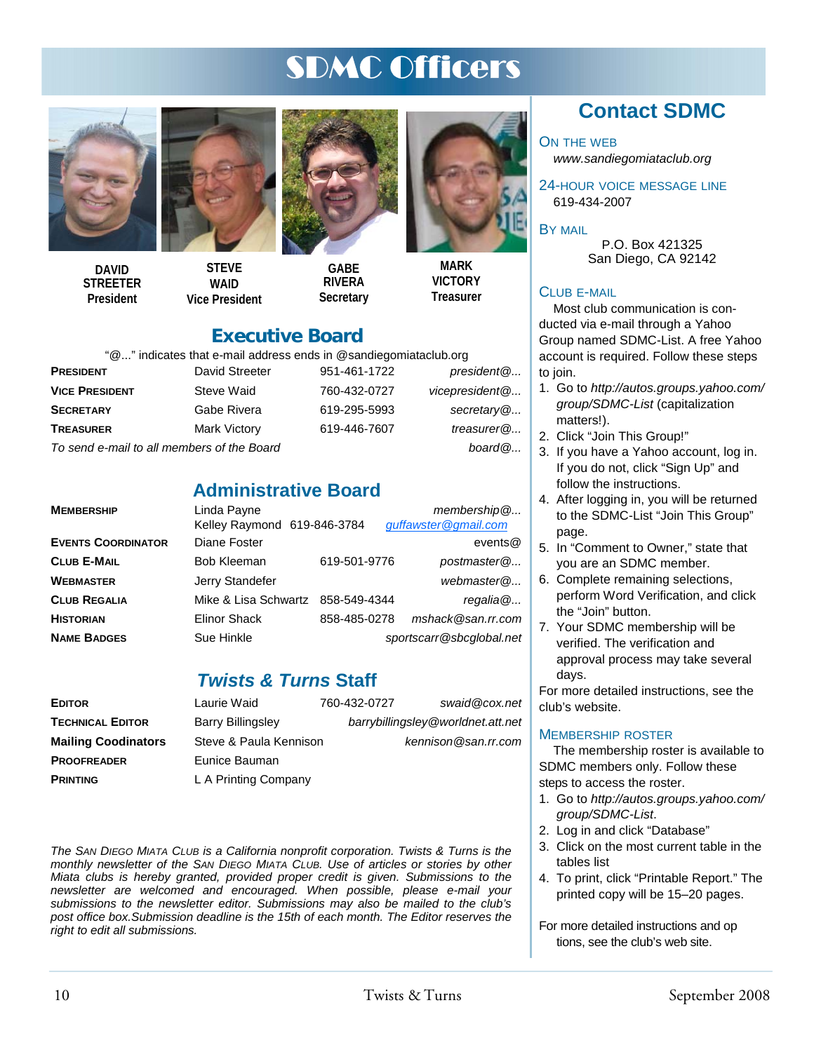# SDMC Officers

**DAVID STREETER**
**President**

**STEVE WAID**
**Vice President**

**GABE RIVERA**
**Secretary**

**MARK VICTORY**
**Treasurer**

## Executive Board

"@..." indicates that e-mail address ends in @sandiegomiataclub.org

| | | | |
|---|---|---|---|
| **PRESIDENT** | David Streeter | 951-461-1722 | *president@...* |
| **VICE PRESIDENT** | Steve Waid | 760-432-0727 | *vicepresident@...* |
| **SECRETARY** | Gabe Rivera | 619-295-5993 | *secretary@...* |
| **TREASURER** | Mark Victory | 619-446-7607 | *treasurer@...* |
| *To send e-mail to all members of the Board* | | | *board@...* |

## Administrative Board

| | | | |
|---|---|---|---|
| **MEMBERSHIP** | Linda Payne | | *membership@...* |
| | Kelley Raymond | 619-846-3784 | *guffawster@gmail.com* |
| **EVENTS COORDINATOR** | Diane Foster | | *events@* |
| **CLUB E-MAIL** | Bob Kleeman | 619-501-9776 | *postmaster@...* |
| **WEBMASTER** | Jerry Standefer | | *webmaster@...* |
| **CLUB REGALIA** | Mike & Lisa Schwartz | 858-549-4344 | *regalia@...* |
| **HISTORIAN** | Elinor Shack | 858-485-0278 | *mshack@san.rr.com* |
| **NAME BADGES** | Sue Hinkle | | *sportscarr@sbcglobal.net* |

## *Twists & Turns* Staff

| | | | |
|---|---|---|---|
| **EDITOR** | Laurie Waid | 760-432-0727 | *swaid@cox.net* |
| **TECHNICAL EDITOR** | Barry Billingsley | | *barrybillingsley@worldnet.att.net* |
| **Mailing Coodinators** | Steve & Paula Kennison | | *kennison@san.rr.com* |
| **PROOFREADER** | Eunice Bauman | | |
| **PRINTING** | L A Printing Company | | |

*The SAN DIEGO MIATA CLUB is a California nonprofit corporation. Twists & Turns is the monthly newsletter of the SAN DIEGO MIATA CLUB. Use of articles or stories by other Miata clubs is hereby granted, provided proper credit is given. Submissions to the newsletter are welcomed and encouraged. When possible, please e-mail your submissions to the newsletter editor. Submissions may also be mailed to the club's post office box.Submission deadline is the 15th of each month. The Editor reserves the right to edit all submissions.*

## Contact SDMC

### ON THE WEB

*www.sandiegomiataclub.org*

### 24-HOUR VOICE MESSAGE LINE

619-434-2007

### BY MAIL

P.O. Box 421325
San Diego, CA 92142

### CLUB E-MAIL

Most club communication is conducted via e-mail through a Yahoo Group named SDMC-List. A free Yahoo account is required. Follow these steps to join.

1. Go to *http://autos.groups.yahoo.com/group/SDMC-List* (capitalization matters!).
2. Click "Join This Group!"
3. If you have a Yahoo account, log in. If you do not, click "Sign Up" and follow the instructions.
4. After logging in, you will be returned to the SDMC-List "Join This Group" page.
5. In "Comment to Owner," state that you are an SDMC member.
6. Complete remaining selections, perform Word Verification, and click the "Join" button.
7. Your SDMC membership will be verified. The verification and approval process may take several days.

For more detailed instructions, see the club's website.

### MEMBERSHIP ROSTER

The membership roster is available to SDMC members only. Follow these steps to access the roster.

1. Go to *http://autos.groups.yahoo.com/group/SDMC-List*.
2. Log in and click "Database"
3. Click on the most current table in the tables list
4. To print, click "Printable Report." The printed copy will be 15–20 pages.

For more detailed instructions and op tions, see the club's web site.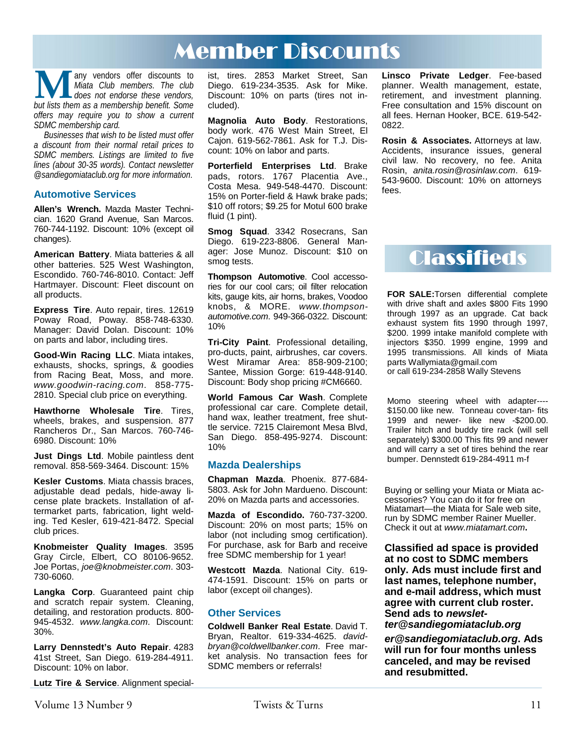# Member Discounts

*Many vendors offer discounts to Miata Club members. The club does not endorse these vendors, but lists them as a membership benefit. Some offers may require you to show a current SDMC membership card.*

*Businesses that wish to be listed must offer a discount from their normal retail prices to SDMC members. Listings are limited to five lines (about 30-35 words). Contact newsletter @sandiegomiataclub.org for more information.*

## Automotive Services

**Allen's Wrench.** Mazda Master Technician. 1620 Grand Avenue, San Marcos. 760-744-1192. Discount: 10% (except oil changes).

**American Battery**. Miata batteries & all other batteries. 525 West Washington, Escondido. 760-746-8010. Contact: Jeff Hartmayer. Discount: Fleet discount on all products.

**Express Tire**. Auto repair, tires. 12619 Poway Road, Poway. 858-748-6330. Manager: David Dolan. Discount: 10% on parts and labor, including tires.

**Good-Win Racing LLC**. Miata intakes, exhausts, shocks, springs, & goodies from Racing Beat, Moss, and more. *www.goodwin-racing.com*. 858-775-2810. Special club price on everything.

**Hawthorne Wholesale Tire**. Tires, wheels, brakes, and suspension. 877 Rancheros Dr., San Marcos. 760-746-6980. Discount: 10%

**Just Dings Ltd**. Mobile paintless dent removal. 858-569-3464. Discount: 15%

**Kesler Customs**. Miata chassis braces, adjustable dead pedals, hide-away license plate brackets. Installation of aftermarket parts, fabrication, light welding. Ted Kesler, 619-421-8472. Special club prices.

**Knobmeister Quality Images**. 3595 Gray Circle, Elbert, CO 80106-9652. Joe Portas, *joe@knobmeister.com*. 303-730-6060.

**Langka Corp**. Guaranteed paint chip and scratch repair system. Cleaning, detailing, and restoration products. 800-945-4532. *www.langka.com*. Discount: 30%.

**Larry Dennstedt's Auto Repair**. 4283 41st Street, San Diego. 619-284-4911. Discount: 10% on labor.

**Lutz Tire & Service**. Alignment specialist, tires. 2853 Market Street, San Diego. 619-234-3535. Ask for Mike. Discount: 10% on parts (tires not included).

**Magnolia Auto Body**. Restorations, body work. 476 West Main Street, El Cajon. 619-562-7861. Ask for T.J. Discount: 10% on labor and parts.

**Porterfield Enterprises Ltd**. Brake pads, rotors. 1767 Placentia Ave., Costa Mesa. 949-548-4470. Discount: 15% on Porter-field & Hawk brake pads; $10 off rotors; $9.25 for Motul 600 brake fluid (1 pint).

**Smog Squad**. 3342 Rosecrans, San Diego. 619-223-8806. General Manager: Jose Munoz. Discount: $10 on smog tests.

**Thompson Automotive**. Cool accessories for our cool cars; oil filter relocation kits, gauge kits, air horns, brakes, Voodoo knobs, & MORE. *www.thompson-automotive.com*. 949-366-0322. Discount: 10%

**Tri-City Paint**. Professional detailing, pro-ducts, paint, airbrushes, car covers. West Miramar Area: 858-909-2100; Santee, Mission Gorge: 619-448-9140. Discount: Body shop pricing #CM6660.

**World Famous Car Wash**. Complete professional car care. Complete detail, hand wax, leather treatment, free shuttle service. 7215 Clairemont Mesa Blvd, San Diego. 858-495-9274. Discount: 10%

## Mazda Dealerships

**Chapman Mazda**. Phoenix. 877-684-5803. Ask for John Mardueno. Discount: 20% on Mazda parts and accessories.

**Mazda of Escondido.** 760-737-3200. Discount: 20% on most parts; 15% on labor (not including smog certification). For purchase, ask for Barb and receive free SDMC membership for 1 year!

**Westcott Mazda**. National City. 619-474-1591. Discount: 15% on parts or labor (except oil changes).

## Other Services

**Coldwell Banker Real Estate**. David T. Bryan, Realtor. 619-334-4625. *davidbryan@coldwellbanker.com*. Free market analysis. No transaction fees for SDMC members or referrals!

**Linsco Private Ledger**. Fee-based planner. Wealth management, estate, retirement, and investment planning. Free consultation and 15% discount on all fees. Hernan Hooker, BCE. 619-542-0822.

**Rosin & Associates.** Attorneys at law. Accidents, insurance issues, general civil law. No recovery, no fee. Anita Rosin, *anita.rosin@rosinlaw.com*. 619-543-9600. Discount: 10% on attorneys fees.

# Classifieds

**FOR SALE:** Torsen differential complete with drive shaft and axles $800 Fits 1990 through 1997 as an upgrade. Cat back exhaust system fits 1990 through 1997, $200. 1999 intake manifold complete with injectors $350. 1999 engine, 1999 and 1995 transmissions. All kinds of Miata parts Wallymiata@gmail.com
or call 619-234-2858 Wally Stevens

Momo steering wheel with adapter---- $150.00 like new. Tonneau cover-tan- fits 1999 and newer- like new -$200.00. Trailer hitch and buddy tire rack (will sell separately) $300.00 This fits 99 and newer and will carry a set of tires behind the rear bumper. Dennstedt 619-284-4911 m-f

Buying or selling your Miata or Miata accessories? You can do it for free on Miatamart—the Miata for Sale web site, run by SDMC member Rainer Mueller. Check it out at *www.miatamart.com*.

**Classified ad space is provided at no cost to SDMC members only. Ads must include first and last names, telephone number, and e-mail address, which must agree with current club roster. Send ads to *newsletter@sandiegomiataclub.org***

***er@sandiegomiataclub.org*. Ads will run for four months unless canceled, and may be revised and resubmitted.**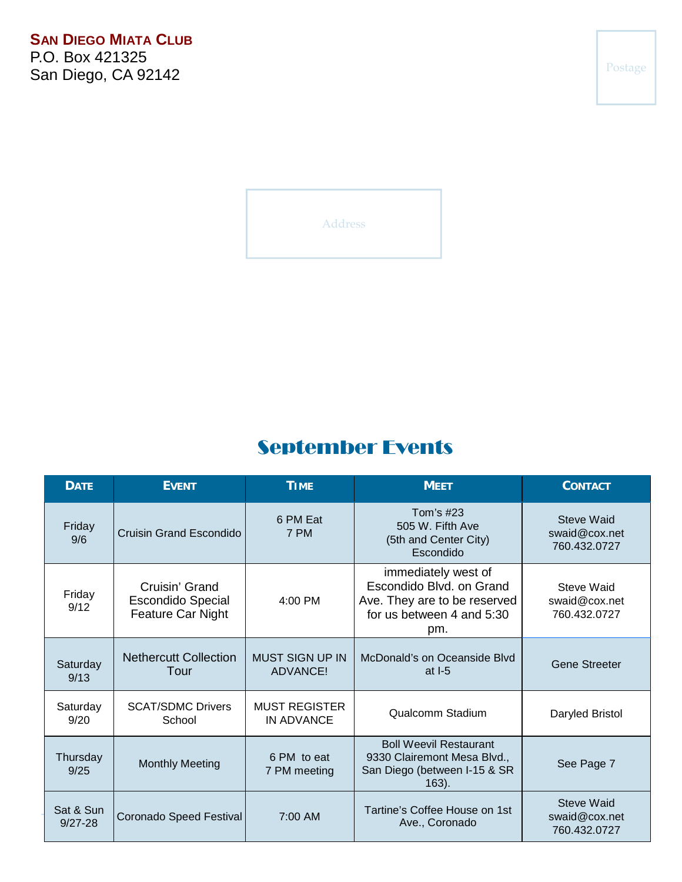**SAN DIEGO MIATA CLUB**
P.O. Box 421325
San Diego, CA 92142

Postage

Address

# September Events

| DATE | EVENT | TIME | MEET | CONTACT |
|---|---|---|---|---|
| Friday 9/6 | Cruisin Grand Escondido | 6 PM Eat 7 PM | Tom's #23 505 W. Fifth Ave (5th and Center City) Escondido | Steve Waid swaid@cox.net 760.432.0727 |
| Friday 9/12 | Cruisin' Grand Escondido Special Feature Car Night | 4:00 PM | immediately west of Escondido Blvd. on Grand Ave. They are to be reserved for us between 4 and 5:30 pm. | Steve Waid swaid@cox.net 760.432.0727 |
| Saturday 9/13 | Nethercutt Collection Tour | MUST SIGN UP IN ADVANCE! | McDonald's on Oceanside Blvd at I-5 | Gene Streeter |
| Saturday 9/20 | SCAT/SDMC Drivers School | MUST REGISTER IN ADVANCE | Qualcomm Stadium | Daryled Bristol |
| Thursday 9/25 | Monthly Meeting | 6 PM to eat 7 PM meeting | Boll Weevil Restaurant 9330 Clairemont Mesa Blvd., San Diego (between I-15 & SR 163). | See Page 7 |
| Sat & Sun 9/27-28 | Coronado Speed Festival | 7:00 AM | Tartine's Coffee House on 1st Ave., Coronado | Steve Waid swaid@cox.net 760.432.0727 |